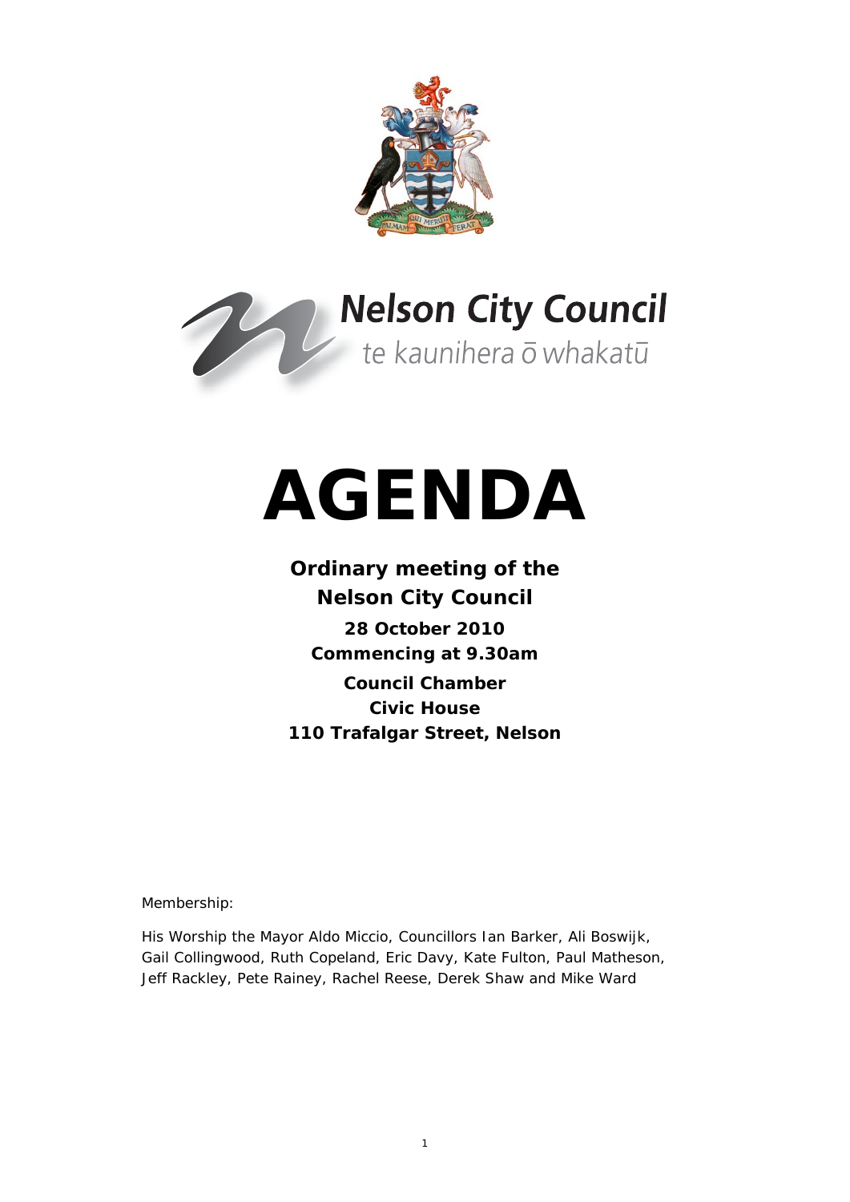Nelson City Council

te kaunihera ō whakatū

# AGENDA

**Ordinary meeting of the**
**Nelson City Council**

**28 October 2010**
**Commencing at 9.30am**

**Council Chamber**
**Civic House**
**110 Trafalgar Street, Nelson**

Membership:

His Worship the Mayor Aldo Miccio, Councillors Ian Barker, Ali Boswijk, Gail Collingwood, Ruth Copeland, Eric Davy, Kate Fulton, Paul Matheson, Jeff Rackley, Pete Rainey, Rachel Reese, Derek Shaw and Mike Ward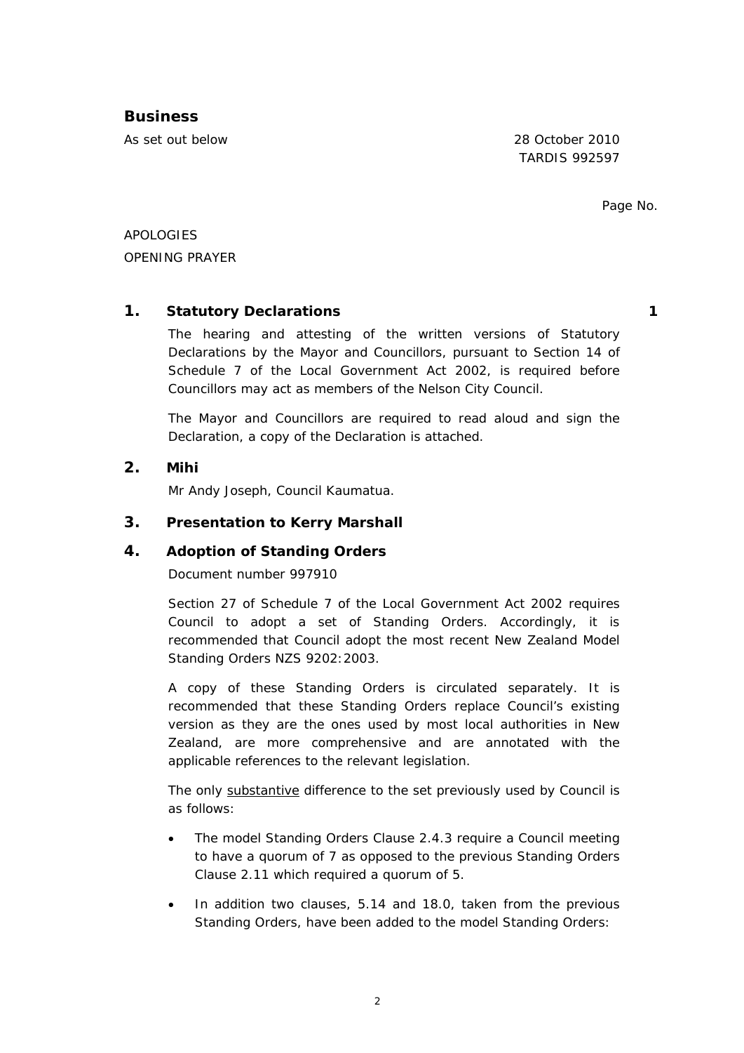## Business

As set out below

28 October 2010
TARDIS 992597

Page No.

APOLOGIES

OPENING PRAYER

### 1. Statutory Declarations — 1

The hearing and attesting of the written versions of Statutory Declarations by the Mayor and Councillors, pursuant to Section 14 of Schedule 7 of the Local Government Act 2002, is required before Councillors may act as members of the Nelson City Council.

The Mayor and Councillors are required to read aloud and sign the Declaration, a copy of the Declaration is attached.

### 2. Mihi

Mr Andy Joseph, Council Kaumatua.

### 3. Presentation to Kerry Marshall

### 4. Adoption of Standing Orders

Document number 997910

Section 27 of Schedule 7 of the Local Government Act 2002 requires Council to adopt a set of Standing Orders. Accordingly, it is recommended that Council adopt the most recent New Zealand Model Standing Orders NZS 9202:2003.

A copy of these Standing Orders is circulated separately. It is recommended that these Standing Orders replace Council's existing version as they are the ones used by most local authorities in New Zealand, are more comprehensive and are annotated with the applicable references to the relevant legislation.

The only <u>substantive</u> difference to the set previously used by Council is as follows:

- The model Standing Orders Clause 2.4.3 require a Council meeting to have a quorum of 7 as opposed to the previous Standing Orders Clause 2.11 which required a quorum of 5.
- In addition two clauses, 5.14 and 18.0, taken from the previous Standing Orders, have been added to the model Standing Orders: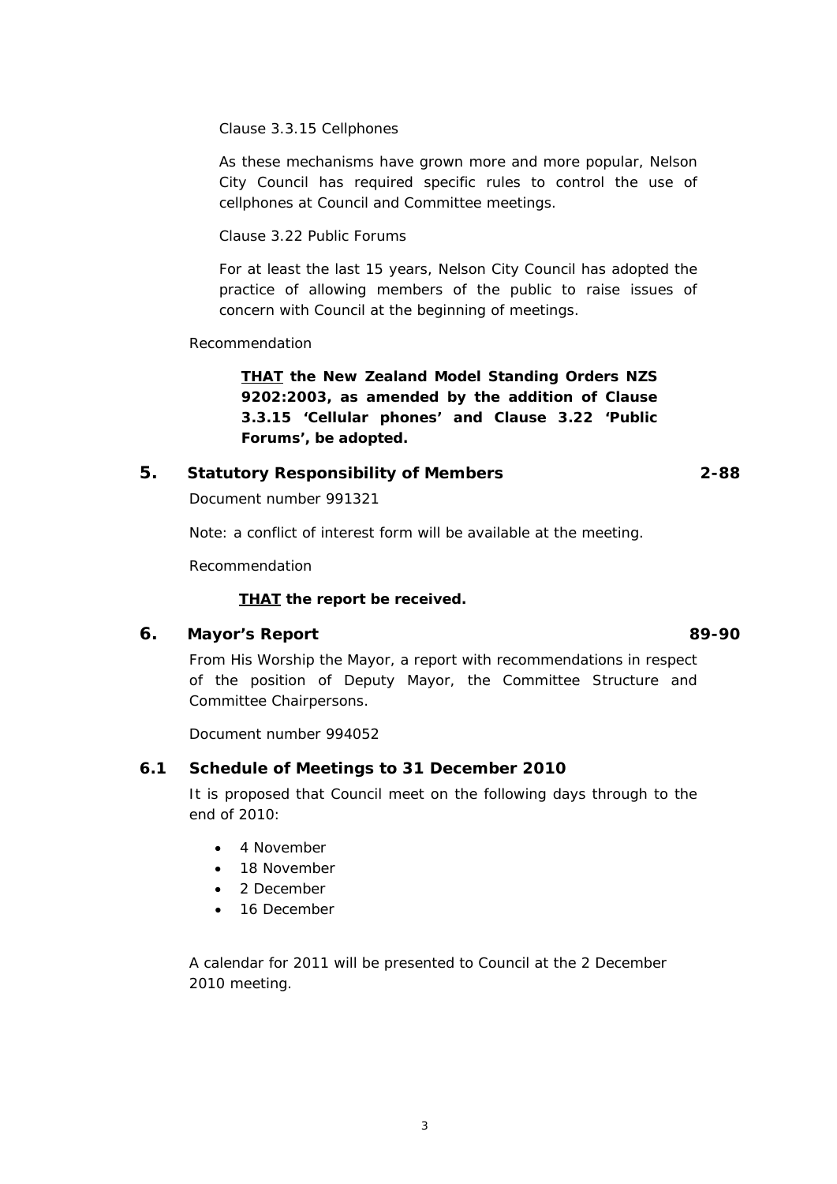Clause 3.3.15 Cellphones

As these mechanisms have grown more and more popular, Nelson City Council has required specific rules to control the use of cellphones at Council and Committee meetings.

Clause 3.22 Public Forums

For at least the last 15 years, Nelson City Council has adopted the practice of allowing members of the public to raise issues of concern with Council at the beginning of meetings.

Recommendation

**THAT the New Zealand Model Standing Orders NZS 9202:2003, as amended by the addition of Clause 3.3.15 'Cellular phones' and Clause 3.22 'Public Forums', be adopted.**

## 5. Statistory Responsibility of Members 2-88

Document number 991321

Note: a conflict of interest form will be available at the meeting.

Recommendation

**THAT the report be received.**

## 6. Mayor's Report 89-90

From His Worship the Mayor, a report with recommendations in respect of the position of Deputy Mayor, the Committee Structure and Committee Chairpersons.

Document number 994052

### 6.1 Schedule of Meetings to 31 December 2010

It is proposed that Council meet on the following days through to the end of 2010:

- 4 November
- 18 November
- 2 December
- 16 December

A calendar for 2011 will be presented to Council at the 2 December 2010 meeting.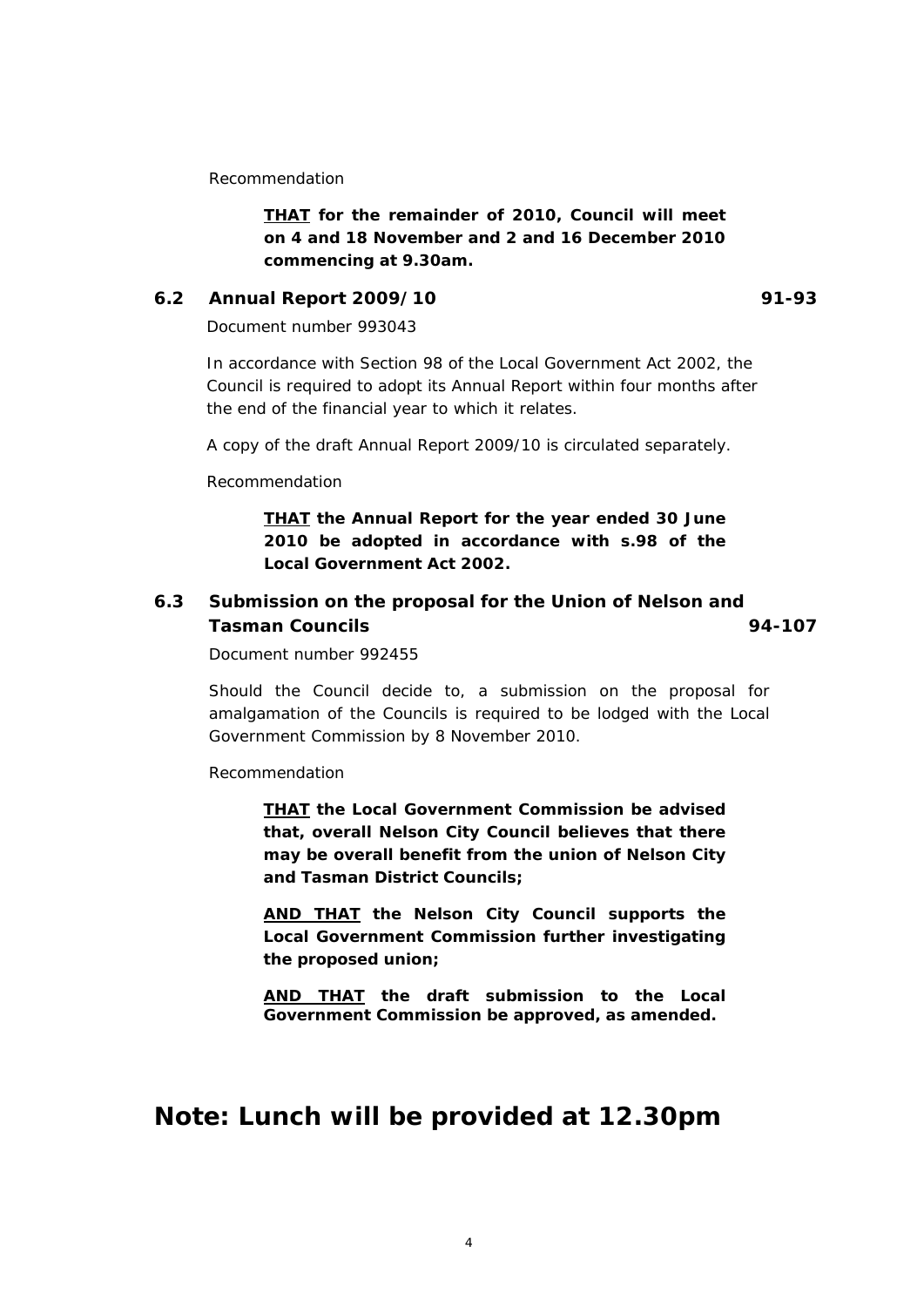Recommendation

> **<u>THAT</u> for the remainder of 2010, Council will meet on 4 and 18 November and 2 and 16 December 2010 commencing at 9.30am.**

### 6.2 Annual Report 2009/10 91-93

Document number 993043

In accordance with Section 98 of the Local Government Act 2002, the Council is required to adopt its Annual Report within four months after the end of the financial year to which it relates.

A copy of the draft Annual Report 2009/10 is circulated separately.

Recommendation

> **<u>THAT</u> the Annual Report for the year ended 30 June 2010 be adopted in accordance with s.98 of the Local Government Act 2002.**

### 6.3 Submission on the proposal for the Union of Nelson and Tasman Councils 94-107

Document number 992455

Should the Council decide to, a submission on the proposal for amalgamation of the Councils is required to be lodged with the Local Government Commission by 8 November 2010.

Recommendation

> **<u>THAT</u> the Local Government Commission be advised that, overall Nelson City Council believes that there may be overall benefit from the union of Nelson City and Tasman District Councils;**
>
> **<u>AND THAT</u> the Nelson City Council supports the Local Government Commission further investigating the proposed union;**
>
> **<u>AND THAT</u> the draft submission to the Local Government Commission be approved, as amended.**

## Note: Lunch will be provided at 12.30pm